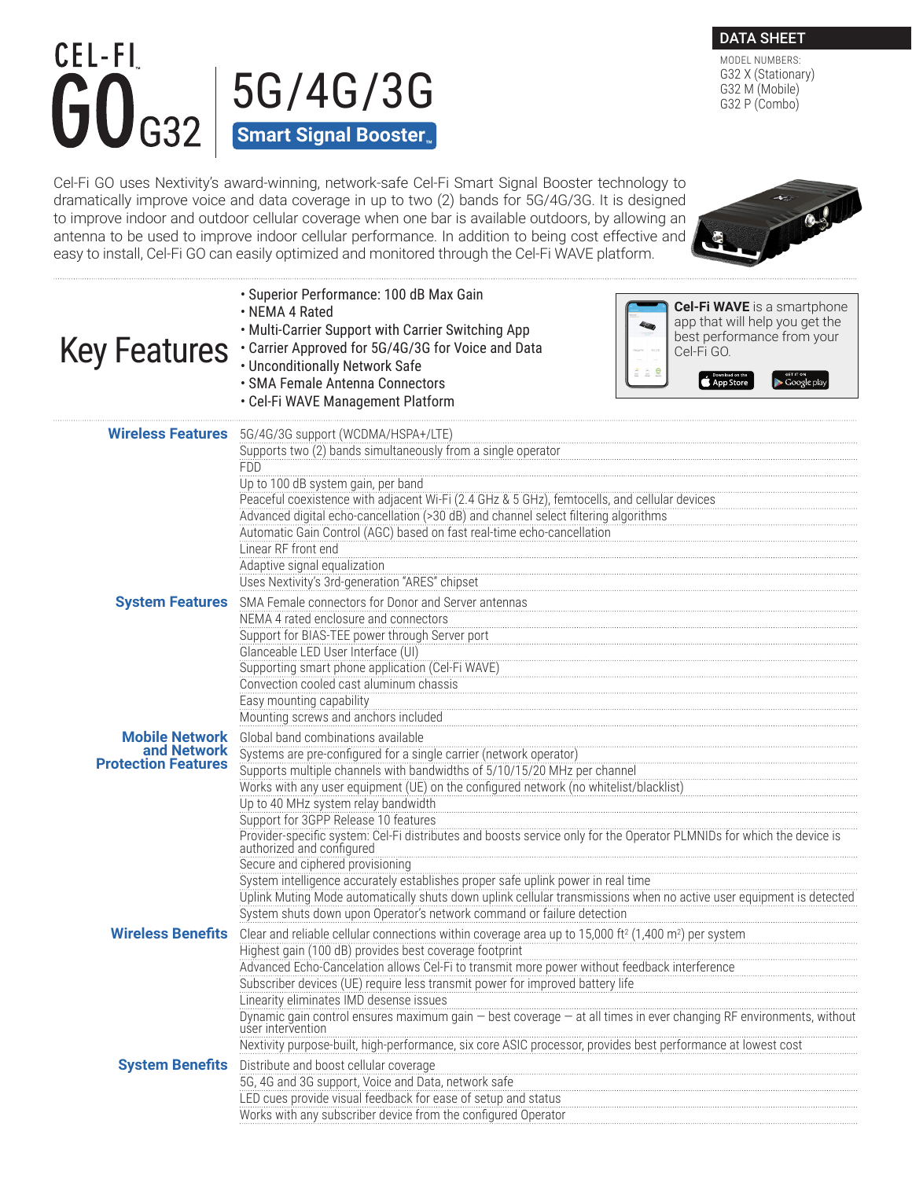# CEL-FI GO G32

## 5G/4G/3G Smart Signal Booster™

**DATA SHEET**

MODEL NUMBERS:
G32 X (Stationary)
G32 M (Mobile)
G32 P (Combo)

Cel-Fi GO uses Nextivity's award-winning, network-safe Cel-Fi Smart Signal Booster technology to dramatically improve voice and data coverage in up to two (2) bands for 5G/4G/3G. It is designed to improve indoor and outdoor cellular coverage when one bar is available outdoors, by allowing an antenna to be used to improve indoor cellular performance. In addition to being cost effective and easy to install, Cel-Fi GO can easily optimized and monitored through the Cel-Fi WAVE platform.

## Key Features

- Superior Performance: 100 dB Max Gain
- NEMA 4 Rated
- Multi-Carrier Support with Carrier Switching App
- Carrier Approved for 5G/4G/3G for Voice and Data
- Unconditionally Network Safe
- SMA Female Antenna Connectors
- Cel-Fi WAVE Management Platform

**Cel-Fi WAVE** is a smartphone app that will help you get the best performance from your Cel-Fi GO.

Download on the App Store | GET IT ON Google play

### Wireless Features

- 5G/4G/3G support (WCDMA/HSPA+/LTE)
- Supports two (2) bands simultaneously from a single operator
- FDD
- Up to 100 dB system gain, per band
- Peaceful coexistence with adjacent Wi-Fi (2.4 GHz & 5 GHz), femtocells, and cellular devices
- Advanced digital echo-cancellation (>30 dB) and channel select filtering algorithms
- Automatic Gain Control (AGC) based on fast real-time echo-cancellation
- Linear RF front end
- Adaptive signal equalization
- Uses Nextivity's 3rd-generation "ARES" chipset

### System Features

- SMA Female connectors for Donor and Server antennas
- NEMA 4 rated enclosure and connectors
- Support for BIAS-TEE power through Server port
- Glanceable LED User Interface (UI)
- Supporting smart phone application (Cel-Fi WAVE)
- Convection cooled cast aluminum chassis
- Easy mounting capability
- Mounting screws and anchors included

### Mobile Network and Network Protection Features

- Global band combinations available
- Systems are pre-configured for a single carrier (network operator)
- Supports multiple channels with bandwidths of 5/10/15/20 MHz per channel
- Works with any user equipment (UE) on the configured network (no whitelist/blacklist)
- Up to 40 MHz system relay bandwidth
- Support for 3GPP Release 10 features
- Provider-specific system: Cel-Fi distributes and boosts service only for the Operator PLMNIDs for which the device is authorized and configured
- Secure and ciphered provisioning
- System intelligence accurately establishes proper safe uplink power in real time
- Uplink Muting Mode automatically shuts down uplink cellular transmissions when no active user equipment is detected
- System shuts down upon Operator's network command or failure detection

### Wireless Benefits

- Clear and reliable cellular connections within coverage area up to 15,000 $ft^2$ (1,400 $m^2$) per system
- Highest gain (100 dB) provides best coverage footprint
- Advanced Echo-Cancelation allows Cel-Fi to transmit more power without feedback interference
- Subscriber devices (UE) require less transmit power for improved battery life
- Linearity eliminates IMD desense issues
- Dynamic gain control ensures maximum gain — best coverage — at all times in ever changing RF environments, without user intervention
- Nextivity purpose-built, high-performance, six core ASIC processor, provides best performance at lowest cost

### System Benefits

- Distribute and boost cellular coverage
- 5G, 4G and 3G support, Voice and Data, network safe
- LED cues provide visual feedback for ease of setup and status
- Works with any subscriber device from the configured Operator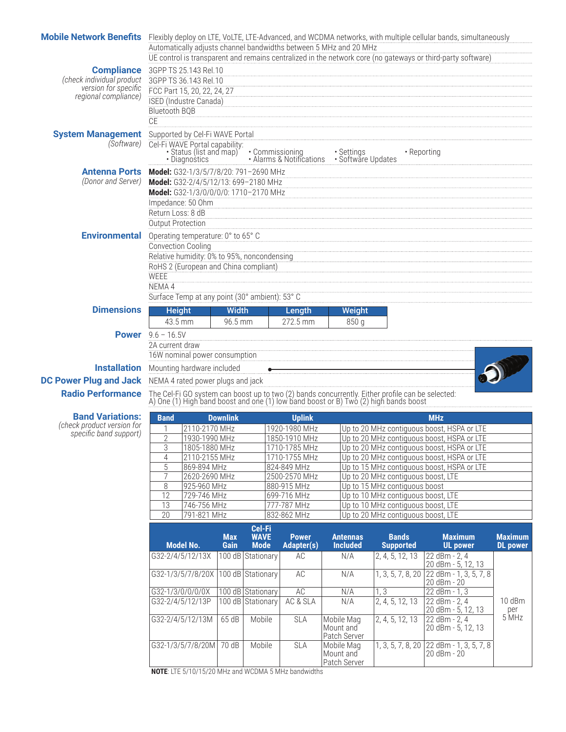**Mobile Network Benefits**
- Flexibly deploy on LTE, VoLTE, LTE-Advanced, and WCDMA networks, with multiple cellular bands, simultaneously
- Automatically adjusts channel bandwidths between 5 MHz and 20 MHz
- UE control is transparent and remains centralized in the network core (no gateways or third-party software)

**Compliance** *(check individual product version for specific regional compliance)*
- 3GPP TS 25.143 Rel.10
- 3GPP TS 36.143 Rel.10
- FCC Part 15, 20, 22, 24, 27
- ISED (Industre Canada)
- Bluetooth BQB
- CE

**System Management** *(Software)*
- Supported by Cel-Fi WAVE Portal
- Cel-Fi WAVE Portal capability:
  - Status (list and map)
  - Diagnostics
  - Commissioning
  - Alarms & Notifications
  - Settings
  - Software Updates
  - Reporting

**Antenna Ports** *(Donor and Server)*
- **Model:** G32-1/3/5/7/8/20: 791–2690 MHz
- **Model:** G32-2/4/5/12/13: 699–2180 MHz
- **Model:** G32-1/3/0/0/0/0: 1710–2170 MHz
- Impedance: 50 Ohm
- Return Loss: 8 dB
- Output Protection

**Environmental**
- Operating temperature: 0° to 65° C
- Convection Cooling
- Relative humidity: 0% to 95%, noncondensing
- RoHS 2 (European and China compliant)
- WEEE
- NEMA 4
- Surface Temp at any point (30° ambient): 53° C

**Dimensions**

| Height | Width | Length | Weight |
|---|---|---|---|
| 43.5 mm | 96.5 mm | 272.5 mm | 850 g |

**Power**
- 9.6 – 16.5V
- 2A current draw
- 16W nominal power consumption

**Installation**
- Mounting hardware included

**DC Power Plug and Jack**
- NEMA 4 rated power plugs and jack

**Radio Performance**
- The Cel-Fi GO system can boost up to two (2) bands concurrently. Either profile can be selected: A) One (1) High band boost and one (1) low band boost or B) Two (2) high bands boost

**Band Variations:** *(check product version for specific band support)*

| Band | Downlink | Uplink | MHz |
|---|---|---|---|
| 1 | 2110-2170 MHz | 1920-1980 MHz | Up to 20 MHz contiguous boost, HSPA or LTE |
| 2 | 1930-1990 MHz | 1850-1910 MHz | Up to 20 MHz contiguous boost, HSPA or LTE |
| 3 | 1805-1880 MHz | 1710-1785 MHz | Up to 20 MHz contiguous boost, HSPA or LTE |
| 4 | 2110-2155 MHz | 1710-1755 MHz | Up to 20 MHz contiguous boost, HSPA or LTE |
| 5 | 869-894 MHz | 824-849 MHz | Up to 15 MHz contiguous boost, HSPA or LTE |
| 7 | 2620-2690 MHz | 2500-2570 MHz | Up to 20 MHz contiguous boost, LTE |
| 8 | 925-960 MHz | 880-915 MHz | Up to 15 MHz contiguous boost |
| 12 | 729-746 MHz | 699-716 MHz | Up to 10 MHz contiguous boost, LTE |
| 13 | 746-756 MHz | 777-787 MHz | Up to 10 MHz contiguous boost, LTE |
| 20 | 791-821 MHz | 832-862 MHz | Up to 20 MHz contiguous boost, LTE |

| Model No. | Max Gain | Cel-Fi WAVE Mode | Power Adapter(s) | Antennas Included | Bands Supported | Maximum UL power | Maximum DL power |
|---|---|---|---|---|---|---|---|
| G32-2/4/5/12/13X | 100 dB | Stationary | AC | N/A | 2, 4, 5, 12, 13 | 22 dBm - 2, 4<br>20 dBm - 5, 12, 13 | 10 dBm per 5 MHz |
| G32-1/3/5/7/8/20X | 100 dB | Stationary | AC | N/A | 1, 3, 5, 7, 8, 20 | 22 dBm - 1, 3, 5, 7, 8<br>20 dBm - 20 | |
| G32-1/3/0/0/0/0X | 100 dB | Stationary | AC | N/A | 1, 3 | 22 dBm - 1, 3 | |
| G32-2/4/5/12/13P | 100 dB | Stationary | AC & SLA | N/A | 2, 4, 5, 12, 13 | 22 dBm - 2, 4<br>20 dBm - 5, 12, 13 | |
| G32-2/4/5/12/13M | 65 dB | Mobile | SLA | Mobile Mag Mount and Patch Server | 2, 4, 5, 12, 13 | 22 dBm - 2, 4<br>20 dBm - 5, 12, 13 | |
| G32-1/3/5/7/8/20M | 70 dB | Mobile | SLA | Mobile Mag Mount and Patch Server | 1, 3, 5, 7, 8, 20 | 22 dBm - 1, 3, 5, 7, 8<br>20 dBm - 20 | |

**NOTE**: LTE 5/10/15/20 MHz and WCDMA 5 MHz bandwidths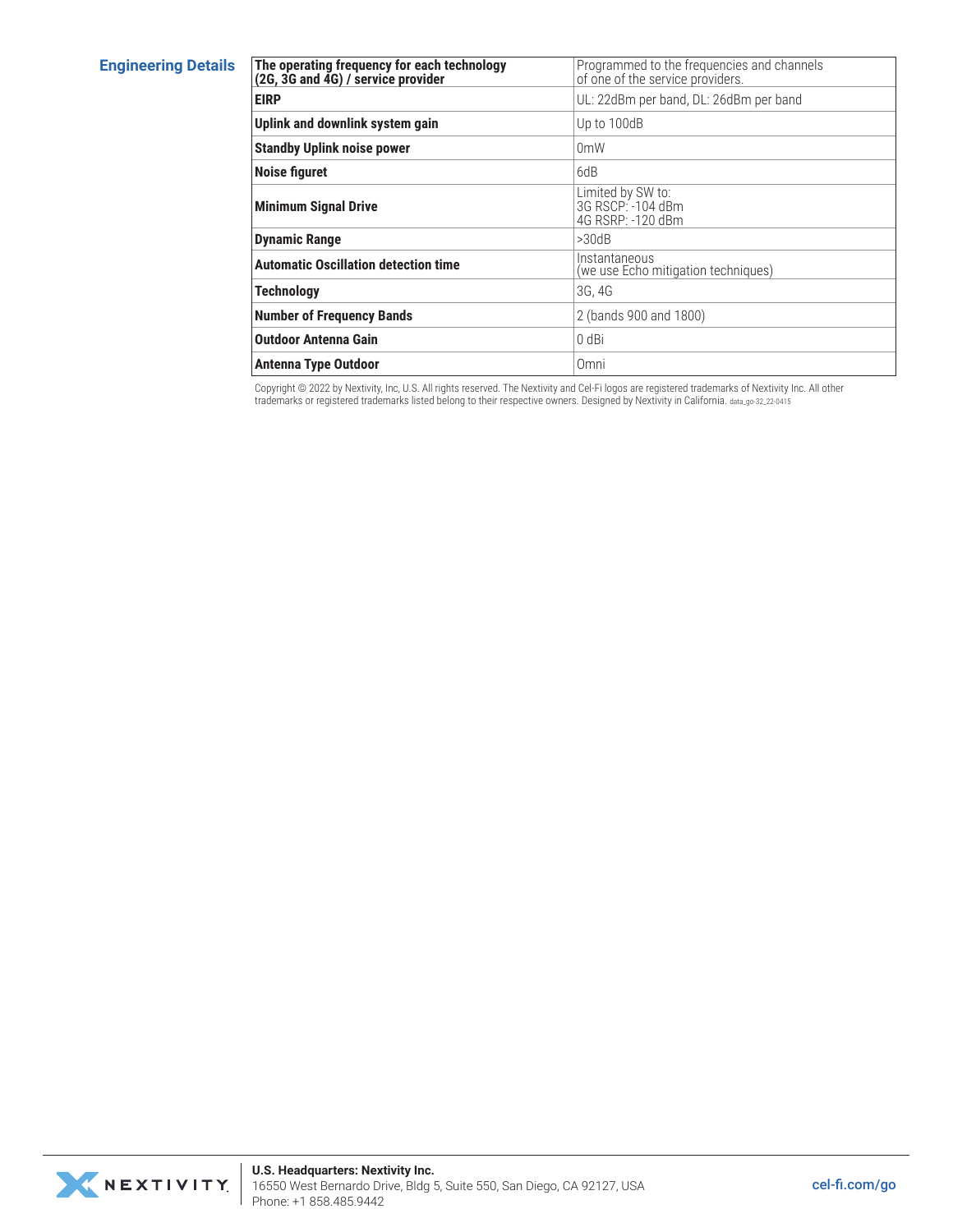## Engineering Details

| | |
|---|---|
| **The operating frequency for each technology (2G, 3G and 4G) / service provider** | Programmed to the frequencies and channels of one of the service providers. |
| **EIRP** | UL: 22dBm per band, DL: 26dBm per band |
| **Uplink and downlink system gain** | Up to 100dB |
| **Standby Uplink noise power** | 0mW |
| **Noise figuret** | 6dB |
| **Minimum Signal Drive** | Limited by SW to: 3G RSCP: -104 dBm 4G RSRP: -120 dBm |
| **Dynamic Range** | >30dB |
| **Automatic Oscillation detection time** | Instantaneous (we use Echo mitigation techniques) |
| **Technology** | 3G, 4G |
| **Number of Frequency Bands** | 2 (bands 900 and 1800) |
| **Outdoor Antenna Gain** | 0 dBi |
| **Antenna Type Outdoor** | Omni |

Copyright © 2022 by Nextivity, Inc, U.S. All rights reserved. The Nextivity and Cel-Fi logos are registered trademarks of Nextivity Inc. All other trademarks or registered trademarks listed belong to their respective owners. Designed by Nextivity in California. data_go-32_22-0415

NEXTIVITY

**U.S. Headquarters: Nextivity Inc.**
16550 West Bernardo Drive, Bldg 5, Suite 550, San Diego, CA 92127, USA
Phone: +1 858.485.9442

cel-fi.com/go